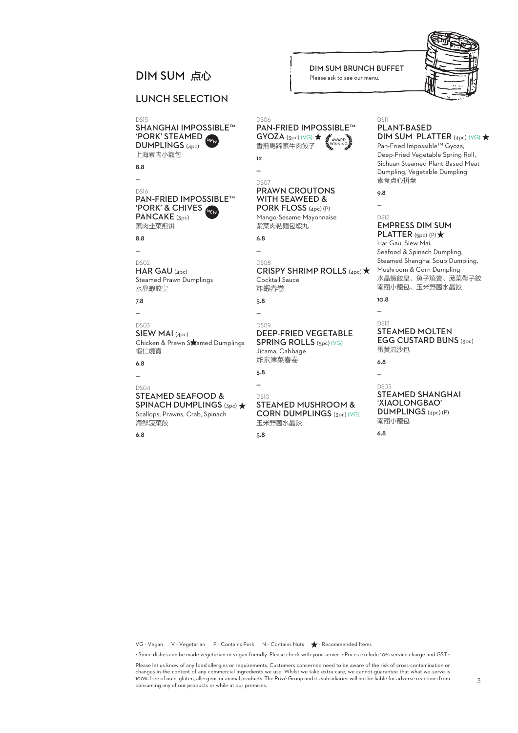# DIM SUM 点心

DIM SUM BRUNCH BUFFET
Please ask to see our menu.

## LUNCH SELECTION

DS15
### SHANGHAI IMPOSSIBLE™ 'PORK' STEAMED DUMPLINGS (4pc) NEW
上海素肉小籠包

8.8

–

DS16
### PAN-FRIED IMPOSSIBLE™ 'PORK' & CHIVES PANCAKE (3pc) NEW
素肉韭菜煎饼

8.8

–

DS02
### HAR GAU (4pc)
Steamed Prawn Dumplings
水晶蝦餃皇

7.8

–

DS03
### SIEW MAI (4pc)
Chicken & Prawn Steamed Dumplings
蝦仁燒賣

6.8

–

DS04
### STEAMED SEAFOOD & SPINACH DUMPLINGS (3pc) ★
Scallops, Prawns, Crab, Spinach
海鮮菠菜餃

6.8

DS06
### PAN-FRIED IMPOSSIBLE™ GYOZA (3pc) (VG) ★ AWARD WINNING
香煎馬蹄素牛肉餃子

12

–

DS07
### PRAWN CROUTONS WITH SEAWEED & PORK FLOSS (4pc) (P)
Mango-Sesame Mayonnaise
紫菜肉鬆麵包蝦丸

6.8

–

DS08
### CRISPY SHRIMP ROLLS (4pc) ★
Cocktail Sauce
炸蝦春卷

5.8

–

DS09
### DEEP-FRIED VEGETABLE SPRING ROLLS (5pc) (VG)
Jicama, Cabbage
炸素津菜春卷

5.8

–

DS10
### STEAMED MUSHROOM & CORN DUMPLINGS (3pc) (VG)
玉米野菌水晶餃

5.8

DS11
### PLANT-BASED DIM SUM PLATTER (4pc) (VG) ★
Pan-Fried Impossible™ Gyoza, Deep-Fried Vegetable Spring Roll, Sichuan Steamed Plant-Based Meat Dumpling, Vegetable Dumpling
素食点心拼盘

9.8

–

DS12
### EMPRESS DIM SUM PLATTER (5pc) (P) ★
Har Gau, Siew Mai, Seafood & Spinach Dumpling, Steamed Shanghai Soup Dumpling, Mushroom & Corn Dumpling
水晶蝦餃皇、魚子燒賣、菠菜帶子餃
南翔小籠包、玉米野菌水晶餃

10.8

–

DS13
### STEAMED MOLTEN EGG CUSTARD BUNS (3pc)
蛋黃流沙包

6.8

–

DS05
### STEAMED SHANGHAI 'XIAOLONGBAO' DUMPLINGS (4pc) (P)
南翔小籠包

6.8

VG - Vegan V - Vegetarian P - Contains Pork N - Contains Nuts ★ - Recommended Items

• Some dishes can be made vegetarian or vegan-friendly. Please check with your server. • Prices exclude 10% service charge and GST •

Please let us know of any food allergies or requirements. Customers concerned need to be aware of the risk of cross-contamination or changes in the content of any commercial ingredients we use. Whilst we take extra care, we cannot guarantee that what we serve is 100% free of nuts, gluten, allergens or animal products. The Privé Group and its subsidiaries will not be liable for adverse reactions from consuming any of our products or while at our premises.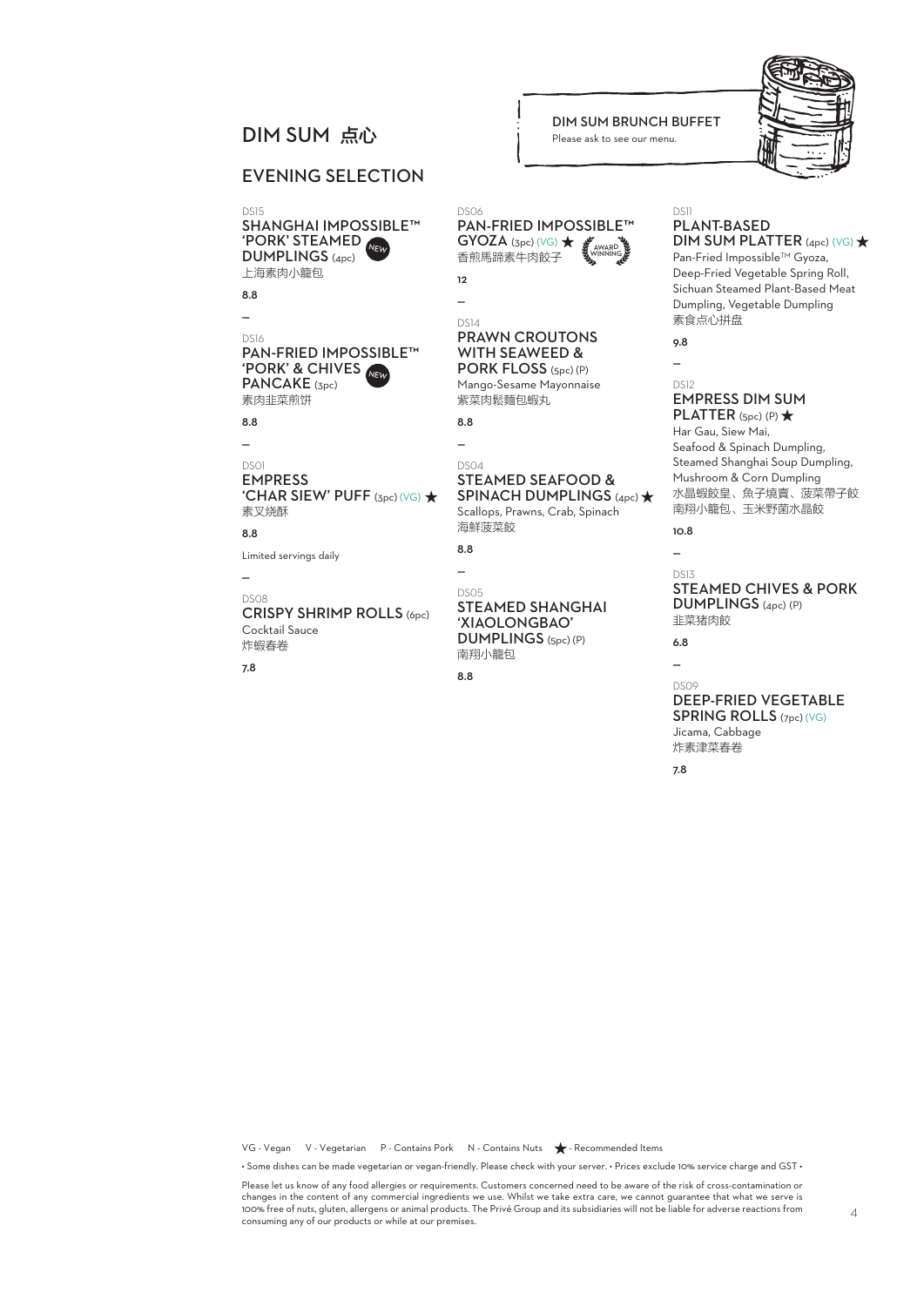# DIM SUM 点心

## EVENING SELECTION

**DIM SUM BRUNCH BUFFET**
Please ask to see our menu.

DS15
### SHANGHAI IMPOSSIBLE™ 'PORK' STEAMED DUMPLINGS (4pc) NEW
上海素肉小籠包

**8.8**

–

DS16
### PAN-FRIED IMPOSSIBLE™ 'PORK' & CHIVES PANCAKE (3pc) NEW
素肉韭菜煎饼

**8.8**

–

DS01
### EMPRESS 'CHAR SIEW' PUFF (3pc) (VG) ★
素叉烧酥

**8.8**

Limited servings daily

–

DS08
### CRISPY SHRIMP ROLLS (6pc)
Cocktail Sauce
炸蝦春卷

**7.8**

–

DS06
### PAN-FRIED IMPOSSIBLE™ GYOZA (3pc) (VG) ★ AWARD WINNING
香煎馬蹄素牛肉餃子

**12**

–

DS14
### PRAWN CROUTONS WITH SEAWEED & PORK FLOSS (5pc) (P)
Mango-Sesame Mayonnaise
紫菜肉鬆麵包蝦丸

**8.8**

–

DS04
### STEAMED SEAFOOD & SPINACH DUMPLINGS (4pc) ★
Scallops, Prawns, Crab, Spinach
海鮮菠菜餃

**8.8**

–

DS05
### STEAMED SHANGHAI 'XIAOLONGBAO' DUMPLINGS (5pc) (P)
南翔小籠包

**8.8**

–

DS11
### PLANT-BASED DIM SUM PLATTER (4pc) (VG) ★
Pan-Fried Impossible™ Gyoza, Deep-Fried Vegetable Spring Roll, Sichuan Steamed Plant-Based Meat Dumpling, Vegetable Dumpling
素食点心拼盘

**9.8**

–

DS12
### EMPRESS DIM SUM PLATTER (5pc) (P) ★
Har Gau, Siew Mai, Seafood & Spinach Dumpling, Steamed Shanghai Soup Dumpling, Mushroom & Corn Dumpling
水晶蝦餃皇、魚子燒賣、菠菜帶子餃
南翔小籠包、玉米野菌水晶餃

**10.8**

–

DS13
### STEAMED CHIVES & PORK DUMPLINGS (4pc) (P)
韭菜豬肉餃

**6.8**

–

DS09
### DEEP-FRIED VEGETABLE SPRING ROLLS (7pc) (VG)
Jicama, Cabbage
炸素津菜春卷

**7.8**

VG - Vegan V - Vegetarian P - Contains Pork N - Contains Nuts ★ - Recommended Items

• Some dishes can be made vegetarian or vegan-friendly. Please check with your server. • Prices exclude 10% service charge and GST •

Please let us know of any food allergies or requirements. Customers concerned need to be aware of the risk of cross-contamination or changes in the content of any commercial ingredients we use. Whilst we take extra care, we cannot guarantee that what we serve is 100% free of nuts, gluten, allergens or animal products. The Privé Group and its subsidiaries will not be liable for adverse reactions from consuming any of our products or while at our premises.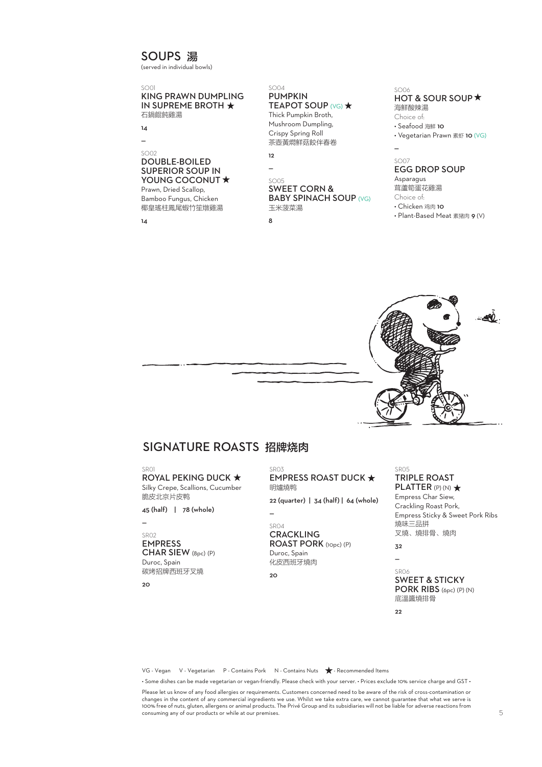## SOUPS 湯

(served in individual bowls)

SO01
### KING PRAWN DUMPLING IN SUPREME BROTH ★
石鍋餛飩雞湯

**14**

—

SO02
### DOUBLE-BOILED SUPERIOR SOUP IN YOUNG COCONUT ★
Prawn, Dried Scallop, Bamboo Fungus, Chicken
椰皇瑤柱鳳尾蝦竹笙燉雞湯

**14**

SO04
### PUMPKIN TEAPOT SOUP (VG) ★
Thick Pumpkin Broth, Mushroom Dumpling, Crispy Spring Roll
茶壺黃燜鮮菇餃伴春卷

**12**

—

SO05
### SWEET CORN & BABY SPINACH SOUP (VG)
玉米菠菜湯

**8**

SO06
### HOT & SOUR SOUP ★
海鮮酸辣湯

Choice of:
- Seafood 海鲜 **10**
- Vegetarian Prawn 素虾 **10** (VG)

—

SO07
### EGG DROP SOUP
Asparagus
茸蘆筍蛋花雞湯

Choice of:
- Chicken 鸡肉 **10**
- Plant-Based Meat 素猪肉 **9** (V)

## SIGNATURE ROASTS 招牌烧肉

SR01
### ROYAL PEKING DUCK ★
Silky Crepe, Scallions, Cucumber
脆皮北京片皮鴨

**45 (half) | 78 (whole)**

—

SR02
### EMPRESS CHAR SIEW (8pc) (P)
Duroc, Spain
碳烤招牌西班牙叉燒

**20**

SR03
### EMPRESS ROAST DUCK ★
明爐燒鴨

**22 (quarter) | 34 (half) | 64 (whole)**

—

SR04
### CRACKLING ROAST PORK (10pc) (P)
Duroc, Spain
化皮西班牙燒肉

**20**

SR05
### TRIPLE ROAST PLATTER (P) (N) ★
Empress Char Siew, Crackling Roast Pork, Empress Sticky & Sweet Pork Ribs
燒味三品拼
叉燒、燒排骨、燒肉

**32**

—

SR06
### SWEET & STICKY PORK RIBS (6pc) (P) (N)
底溫醬燒排骨

**22**

VG - Vegan V - Vegetarian P - Contains Pork N - Contains Nuts ★ - Recommended Items

• Some dishes can be made vegetarian or vegan-friendly. Please check with your server. • Prices exclude 10% service charge and GST •

Please let us know of any food allergies or requirements. Customers concerned need to be aware of the risk of cross-contamination or changes in the content of any commercial ingredients we use. Whilst we take extra care, we cannot guarantee that what we serve is 100% free of nuts, gluten, allergens or animal products. The Privé Group and its subsidiaries will not be liable for adverse reactions from consuming any of our products or while at our premises.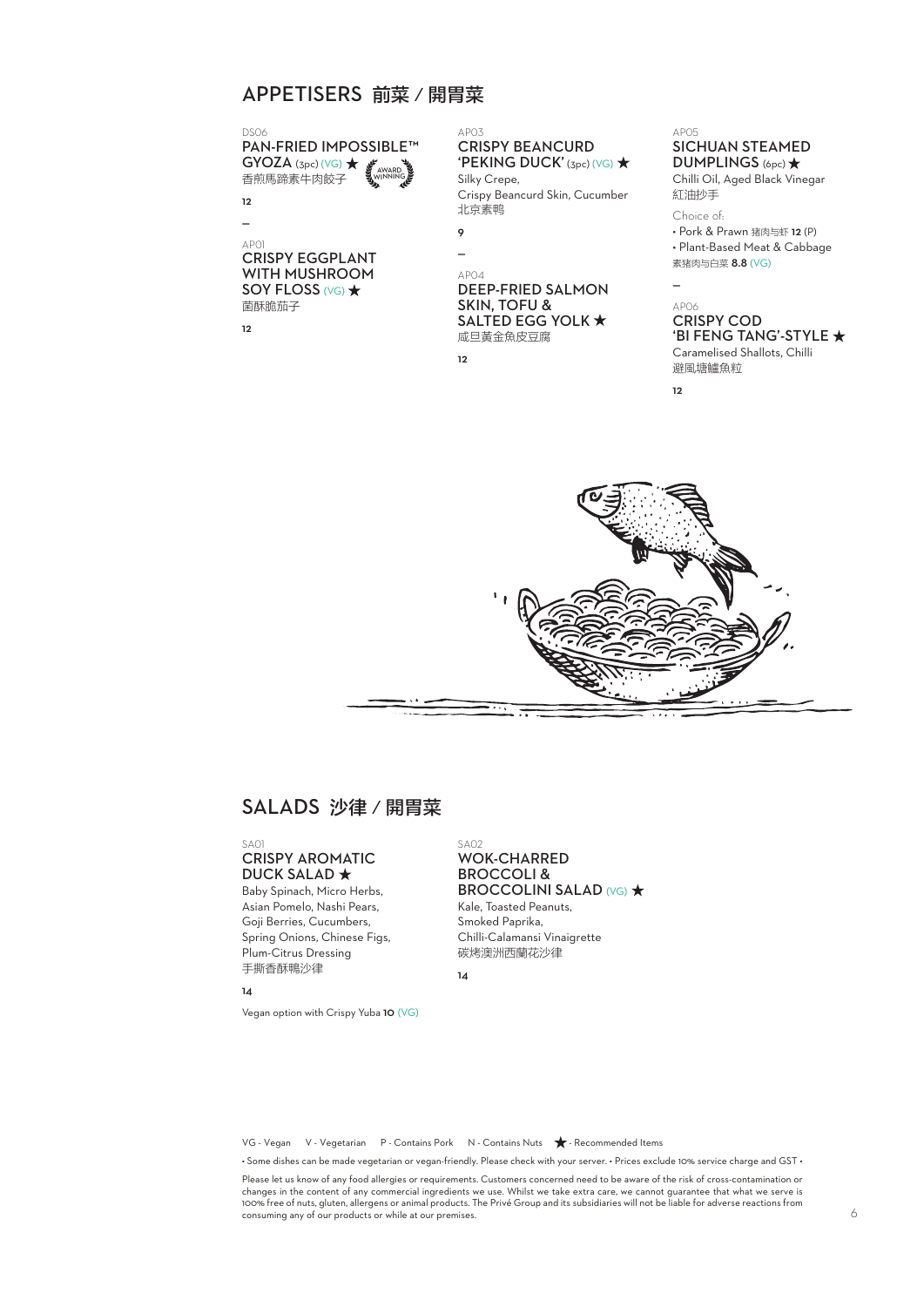## APPETISERS 前菜 / 開胃菜

DS06
### PAN-FRIED IMPOSSIBLE™ GYOZA (3pc) (VG) ★
AWARD WINNING
香煎馬蹄素牛肉餃子

**12**

—

AP01
### CRISPY EGGPLANT WITH MUSHROOM SOY FLOSS (VG) ★
菌酥脆茄子

**12**

AP03
### CRISPY BEANCURD 'PEKING DUCK' (3pc) (VG) ★
Silky Crepe,
Crispy Beancurd Skin, Cucumber
北京素鸭

**9**

—

AP04
### DEEP-FRIED SALMON SKIN, TOFU & SALTED EGG YOLK ★
咸旦黃金魚皮豆腐

**12**

AP05
### SICHUAN STEAMED DUMPLINGS (6pc) ★
Chilli Oil, Aged Black Vinegar
紅油抄手

Choice of:
- Pork & Prawn 猪肉与虾 **12** (P)
- Plant-Based Meat & Cabbage 素猪肉与白菜 **8.8** (VG)

—

AP06
### CRISPY COD 'BI FENG TANG'-STYLE ★
Caramelised Shallots, Chilli
避風塘鱸魚粒

**12**

## SALADS 沙律 / 開胃菜

SA01
### CRISPY AROMATIC DUCK SALAD ★
Baby Spinach, Micro Herbs,
Asian Pomelo, Nashi Pears,
Goji Berries, Cucumbers,
Spring Onions, Chinese Figs,
Plum-Citrus Dressing
手撕香酥鴨沙律

**14**

Vegan option with Crispy Yuba **10** (VG)

SA02
### WOK-CHARRED BROCCOLI & BROCCOLINI SALAD (VG) ★
Kale, Toasted Peanuts,
Smoked Paprika,
Chilli-Calamansi Vinaigrette
碳烤澳洲西蘭花沙律

**14**

VG - Vegan V - Vegetarian P - Contains Pork N - Contains Nuts ★ - Recommended Items

• Some dishes can be made vegetarian or vegan-friendly. Please check with your server. • Prices exclude 10% service charge and GST •

Please let us know of any food allergies or requirements. Customers concerned need to be aware of the risk of cross-contamination or changes in the content of any commercial ingredients we use. Whilst we take extra care, we cannot guarantee that what we serve is 100% free of nuts, gluten, allergens or animal products. The Privé Group and its subsidiaries will not be liable for adverse reactions from consuming any of our products or while at our premises.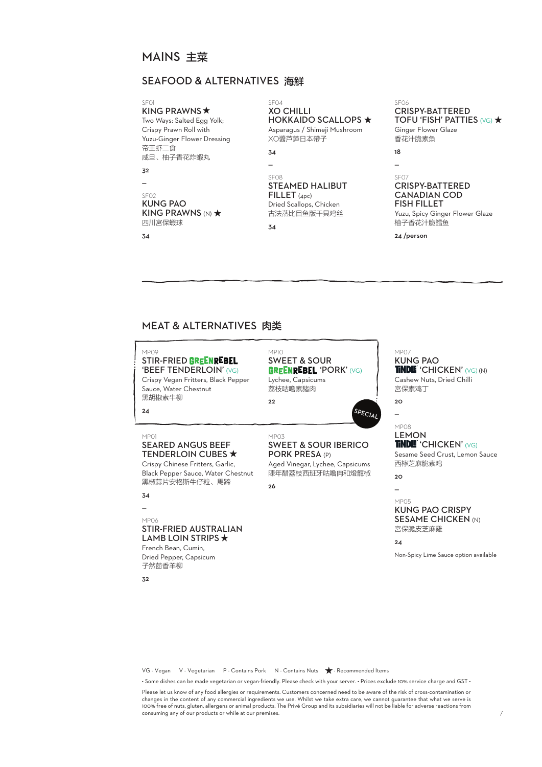# MAINS 主菜

## SEAFOOD & ALTERNATIVES 海鲜

SF01
**KING PRAWNS ★**
Two Ways: Salted Egg Yolk; Crispy Prawn Roll with Yuzu-Ginger Flower Dressing
帝王虾二食
咸旦、柚子香花炸蝦丸

**32**

–

SF02
**KUNG PAO KING PRAWNS** (N) ★
四川宫保蝦球

**34**

SF04
**XO CHILLI HOKKAIDO SCALLOPS ★**
Asparagus / Shimeji Mushroom
XO醬芦笋日本帶子

**34**

–

SF08
**STEAMED HALIBUT FILLET** (4pc)
Dried Scallops, Chicken
古法蒸比目鱼版干貝鸡丝

**34**

SF06
**CRISPY-BATTERED TOFU 'FISH' PATTIES** (VG) ★
Ginger Flower Glaze
香花汁脆素魚

**18**

–

SF07
**CRISPY-BATTERED CANADIAN COD FISH FILLET**
Yuzu, Spicy Ginger Flower Glaze
柚子香花汁脆鳕鱼

**24 /person**

## MEAT & ALTERNATIVES 肉类

MP09
**STIR-FRIED GREENREBEL 'BEEF TENDERLOIN'** (VG)
Crispy Vegan Fritters, Black Pepper Sauce, Water Chestnut
黑胡椒素牛柳

**24**

MP10
**SWEET & SOUR GREENREBEL 'PORK'** (VG)
Lychee, Capsicums
荔枝咕嚕素豬肉

**22**

SPECIAL

MP01
**SEARED ANGUS BEEF TENDERLOIN CUBES ★**
Crispy Chinese Fritters, Garlic, Black Pepper Sauce, Water Chestnut
黑椒蒜片安格斯牛仔粒、馬蹄

**34**

–

MP06
**STIR-FRIED AUSTRALIAN LAMB LOIN STRIPS ★**
French Bean, Cumin, Dried Pepper, Capsicum
孑然茴香羊柳

**32**

MP03
**SWEET & SOUR IBERICO PORK PRESA** (P)
Aged Vinegar, Lychee, Capsicums
陳年醋荔枝西班牙咕嚕肉和燈籠椒

**26**

MP07
**KUNG PAO TiNDLE 'CHICKEN'** (VG) (N)
Cashew Nuts, Dried Chilli
宫保素鸡丁

**20**

–

MP08
**LEMON TiNDLE 'CHICKEN'** (VG)
Sesame Seed Crust, Lemon Sauce
西檸芝麻脆素鸡

**20**

–

MP05
**KUNG PAO CRISPY SESAME CHICKEN** (N)
宮保脆皮芝麻雞

**24**

Non-Spicy Lime Sauce option available

VG - Vegan V - Vegetarian P - Contains Pork N - Contains Nuts ★ - Recommended Items

• Some dishes can be made vegetarian or vegan-friendly. Please check with your server. • Prices exclude 10% service charge and GST •

Please let us know of any food allergies or requirements. Customers concerned need to be aware of the risk of cross-contamination or changes in the content of any commercial ingredients we use. Whilst we take extra care, we cannot guarantee that what we serve is 100% free of nuts, gluten, allergens or animal products. The Privé Group and its subsidiaries will not be liable for adverse reactions from consuming any of our products or while at our premises.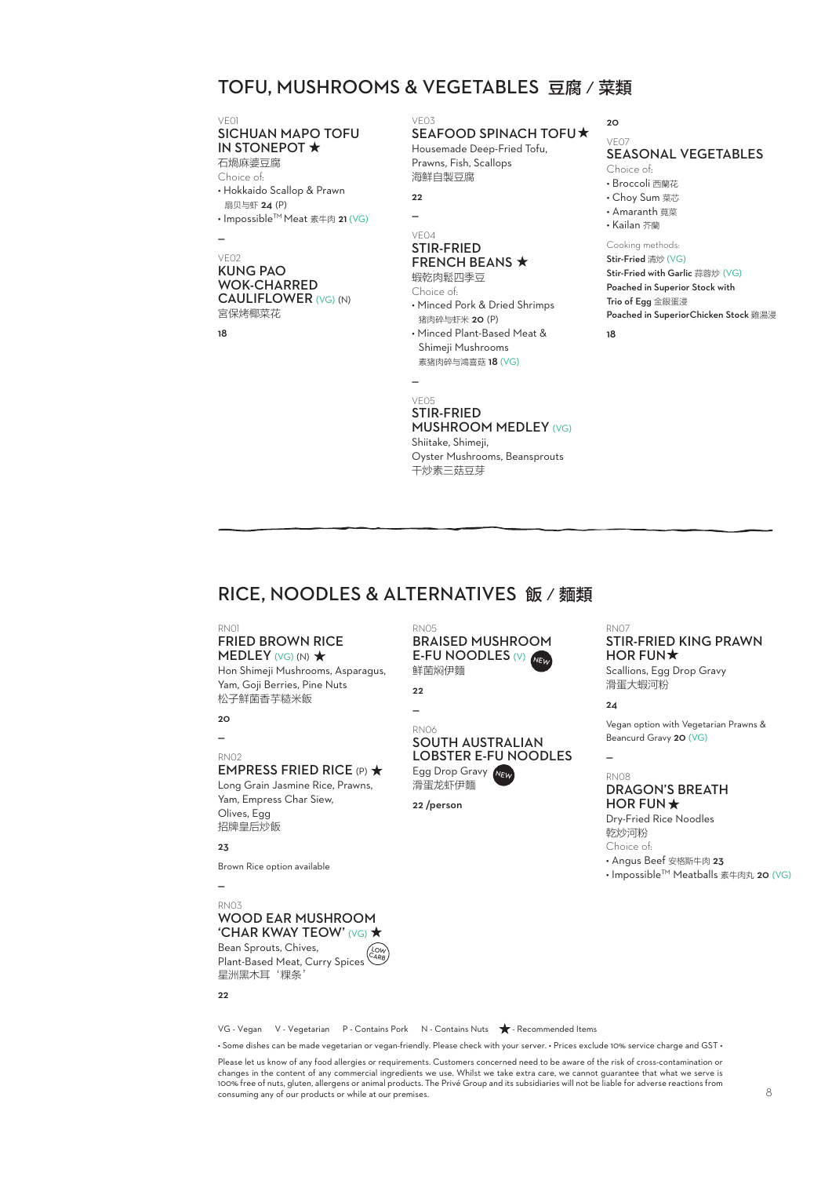## TOFU, MUSHROOMS & VEGETABLES 豆腐 / 菜類

VE01
### SICHUAN MAPO TOFU IN STONEPOT ★
石煱麻婆豆腐
Choice of:
- Hokkaido Scallop & Prawn
  扇贝与虾 **24** (P)
- Impossible™ Meat 素牛肉 **21** (VG)

–

VE02
### KUNG PAO WOK-CHARRED CAULIFLOWER (VG) (N)
宫保烤椰菜花

**18**

–

VE03
### SEAFOOD SPINACH TOFU ★
Housemade Deep-Fried Tofu, Prawns, Fish, Scallops
海鲜自製豆腐

**22**

–

VE04
### STIR-FRIED FRENCH BEANS ★
蝦乾肉鬆四季豆
Choice of:
- Minced Pork & Dried Shrimps
  猪肉碎与虾米 **20** (P)
- Minced Plant-Based Meat & Shimeji Mushrooms
  素猪肉碎与鸿喜菇 **18** (VG)

–

VE05
### STIR-FRIED MUSHROOM MEDLEY (VG)
Shiitake, Shimeji, Oyster Mushrooms, Beansprouts
干炒素三菇豆芽

**20**

VE07
### SEASONAL VEGETABLES
Choice of:
- Broccoli 西蘭花
- Choy Sum 菜芯
- Amaranth 莧菜
- Kailan 芥蘭

Cooking methods:
**Stir-Fried** 清炒 (VG)
**Stir-Fried with Garlic** 蒜蓉炒 (VG)
**Poached in Superior Stock with Trio of Egg** 金銀蛋浸
**Poached in SuperiorChicken Stock** 雞湯浸

**18**

---

## RICE, NOODLES & ALTERNATIVES 飯 / 麵類

RN01
### FRIED BROWN RICE MEDLEY (VG) (N) ★
Hon Shimeji Mushrooms, Asparagus, Yam, Goji Berries, Pine Nuts
松子鮮菌香芋糙米飯

**20**

–

RN02
### EMPRESS FRIED RICE (P) ★
Long Grain Jasmine Rice, Prawns, Yam, Empress Char Siew, Olives, Egg
招牌皇后炒飯

**23**

Brown Rice option available

–

RN03
### WOOD EAR MUSHROOM 'CHAR KWAY TEOW' (VG) ★
Bean Sprouts, Chives, Plant-Based Meat, Curry Spices (LOW CARB)
星洲黑木耳「粿条」

**22**

RN05
### BRAISED MUSHROOM E-FU NOODLES (V) (NEW)
鮮菌焖伊麵

**22**

–

RN06
### SOUTH AUSTRALIAN LOBSTER E-FU NOODLES
Egg Drop Gravy (NEW)
滑蛋龙虾伊麵

**22 /person**

RN07
### STIR-FRIED KING PRAWN HOR FUN ★
Scallions, Egg Drop Gravy
滑蛋大蝦河粉

**24**

Vegan option with Vegetarian Prawns & Beancurd Gravy **20** (VG)

–

RN08
### DRAGON'S BREATH HOR FUN ★
Dry-Fried Rice Noodles
乾炒河粉
Choice of:
- Angus Beef 安格斯牛肉 **23**
- Impossible™ Meatballs 素牛肉丸 **20** (VG)

---

VG - Vegan V - Vegetarian P - Contains Pork N - Contains Nuts ★ - Recommended Items

• Some dishes can be made vegetarian or vegan-friendly. Please check with your server. • Prices exclude 10% service charge and GST •

Please let us know of any food allergies or requirements. Customers concerned need to be aware of the risk of cross-contamination or changes in the content of any commercial ingredients we use. Whilst we take extra care, we cannot guarantee that what we serve is 100% free of nuts, gluten, allergens or animal products. The Privé Group and its subsidiaries will not be liable for adverse reactions from consuming any of our products or while at our premises.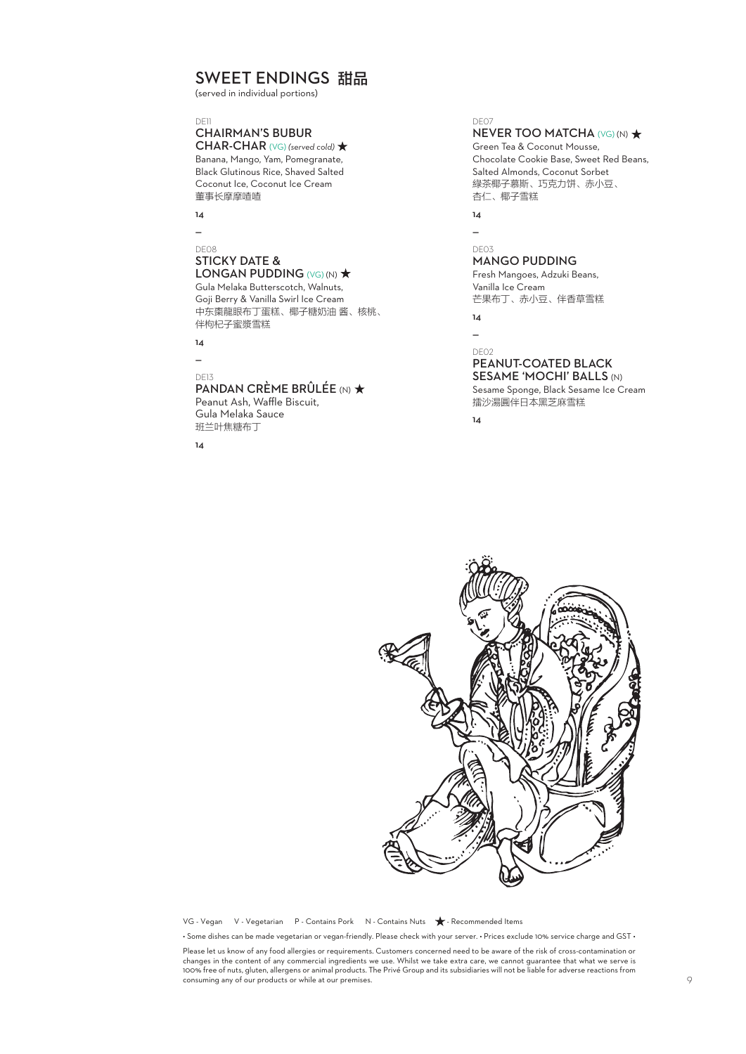# SWEET ENDINGS 甜品

(served in individual portions)

DE11

### CHAIRMAN'S BUBUR CHAR-CHAR (VG) *(served cold)* ★

Banana, Mango, Yam, Pomegranate, Black Glutinous Rice, Shaved Salted Coconut Ice, Coconut Ice Cream

董事长摩摩喳喳

14

–

DE08

### STICKY DATE & LONGAN PUDDING (VG) (N) ★

Gula Melaka Butterscotch, Walnuts, Goji Berry & Vanilla Swirl Ice Cream

中东棗龍眼布丁蛋糕、椰子糖奶油 酱、核桃、伴枸杞子蜜漿雪糕

14

–

DE13

### PANDAN CRÈME BRÛLÉE (N) ★

Peanut Ash, Waffle Biscuit, Gula Melaka Sauce

班兰叶焦糖布丁

14

DE07

### NEVER TOO MATCHA (VG) (N) ★

Green Tea & Coconut Mousse, Chocolate Cookie Base, Sweet Red Beans, Salted Almonds, Coconut Sorbet

綠茶椰子慕斯、巧克力饼、赤小豆、杏仁、椰子雪糕

14

–

DE03

### MANGO PUDDING

Fresh Mangoes, Adzuki Beans, Vanilla Ice Cream

芒果布丁、赤小豆、伴香草雪糕

14

–

DE02

### PEANUT-COATED BLACK SESAME 'MOCHI' BALLS (N)

Sesame Sponge, Black Sesame Ice Cream

擂沙湯圓伴日本黑芝麻雪糕

14

VG - Vegan  V - Vegetarian  P - Contains Pork  N - Contains Nuts  ★ - Recommended Items

• Some dishes can be made vegetarian or vegan-friendly. Please check with your server. • Prices exclude 10% service charge and GST •

Please let us know of any food allergies or requirements. Customers concerned need to be aware of the risk of cross-contamination or changes in the content of any commercial ingredients we use. Whilst we take extra care, we cannot guarantee that what we serve is 100% free of nuts, gluten, allergens or animal products. The Privé Group and its subsidiaries will not be liable for adverse reactions from consuming any of our products or while at our premises.